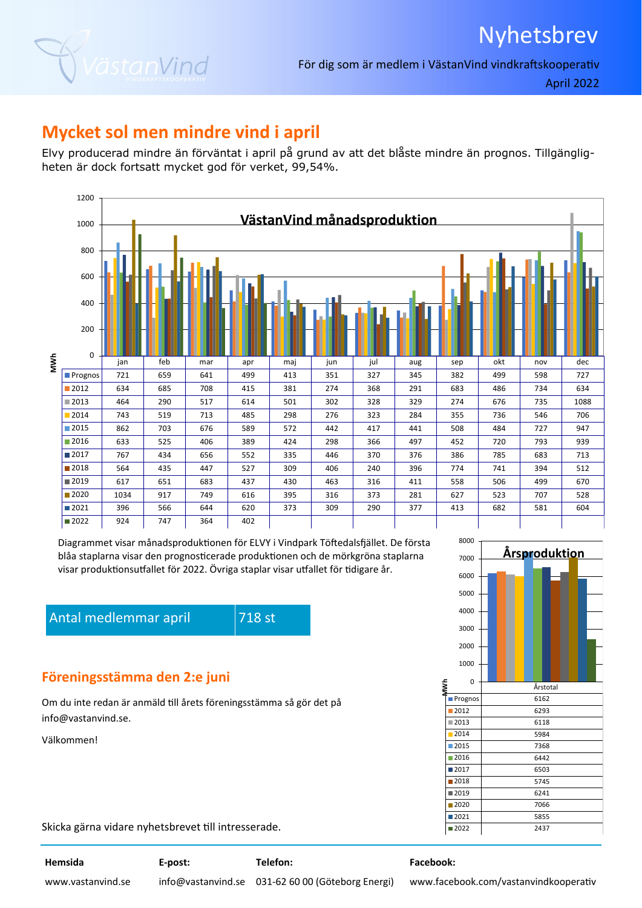# Nyhetsbrev

För dig som är medlem i VästanVind vindkraftskooperativ

April 2022

## Mycket sol men mindre vind i april

Elvy producerad mindre än förväntat i april på grund av att det blåste mindre än prognos. Tillgängligheten är dock fortsatt mycket god för verket, 99,54%.

**VästanVind månadsproduktion** (MWh)

| | jan | feb | mar | apr | maj | jun | jul | aug | sep | okt | nov | dec |
|---|---|---|---|---|---|---|---|---|---|---|---|---|
| Prognos | 721 | 659 | 641 | 499 | 413 | 351 | 327 | 345 | 382 | 499 | 598 | 727 |
| 2012 | 634 | 685 | 708 | 415 | 381 | 274 | 368 | 291 | 683 | 486 | 734 | 634 |
| 2013 | 464 | 290 | 517 | 614 | 501 | 302 | 328 | 329 | 274 | 676 | 735 | 1088 |
| 2014 | 743 | 519 | 713 | 485 | 298 | 276 | 323 | 284 | 355 | 736 | 546 | 706 |
| 2015 | 862 | 703 | 676 | 589 | 572 | 442 | 417 | 441 | 508 | 484 | 727 | 947 |
| 2016 | 633 | 525 | 406 | 389 | 424 | 298 | 366 | 497 | 452 | 720 | 793 | 939 |
| 2017 | 767 | 434 | 656 | 552 | 335 | 446 | 370 | 376 | 386 | 785 | 683 | 713 |
| 2018 | 564 | 435 | 447 | 527 | 309 | 406 | 240 | 396 | 774 | 741 | 394 | 512 |
| 2019 | 617 | 651 | 683 | 437 | 430 | 463 | 316 | 411 | 558 | 506 | 499 | 670 |
| 2020 | 1034 | 917 | 749 | 616 | 395 | 316 | 373 | 281 | 627 | 523 | 707 | 528 |
| 2021 | 396 | 566 | 644 | 620 | 373 | 309 | 290 | 377 | 413 | 682 | 581 | 604 |
| 2022 | 924 | 747 | 364 | 402 | | | | | | | | |

Diagrammet visar månadsproduktionen för ELVY i Vindpark Töftedalsfjället. De första blåa staplarna visar den prognosticerade produktionen och de mörkgröna staplarna visar produktionsutfallet för 2022. Övriga staplar visar utfallet för tidigare år.

**Årsproduktion** (MWh)

| | Årstotal |
|---|---|
| Prognos | 6162 |
| 2012 | 6293 |
| 2013 | 6118 |
| 2014 | 5984 |
| 2015 | 7368 |
| 2016 | 6442 |
| 2017 | 6503 |
| 2018 | 5745 |
| 2019 | 6241 |
| 2020 | 7066 |
| 2021 | 5855 |
| 2022 | 2437 |

| Antal medlemmar april | 718 st |
|---|---|

## Föreningsstämma den 2:e juni

Om du inte redan är anmäld till årets föreningsstämma så gör det på info@vastanvind.se.

Välkommen!

Skicka gärna vidare nyhetsbrevet till intresserade.

| Hemsida | E-post: | Telefon: | Facebook: |
|---|---|---|---|
| www.vastanvind.se | info@vastanvind.se | 031-62 60 00 (Göteborg Energi) | www.facebook.com/vastanvindkooperativ |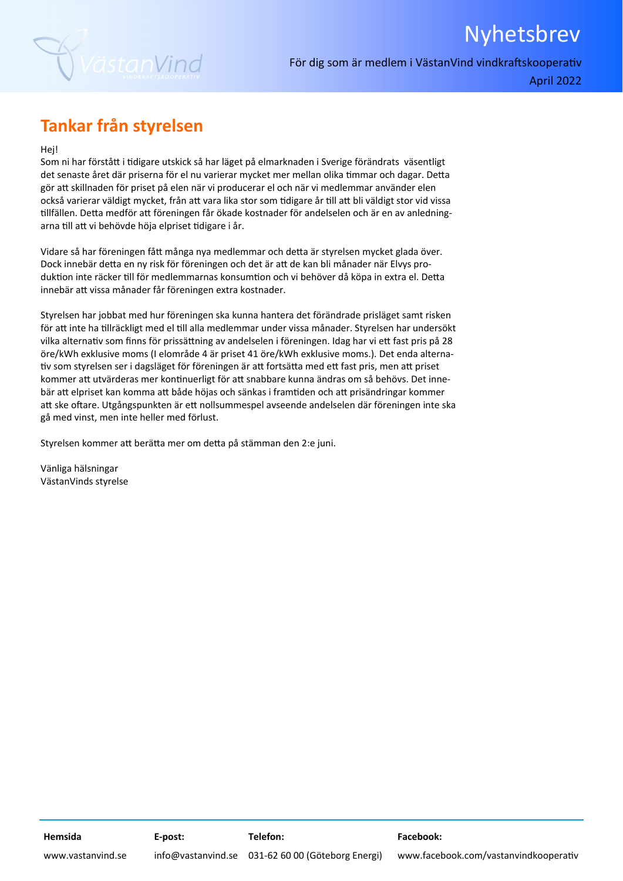## Tankar från styrelsen

Hej!
Som ni har förstått i tidigare utskick så har läget på elmarknaden i Sverige förändrats väsentligt det senaste året där priserna för el nu varierar mycket mer mellan olika timmar och dagar. Detta gör att skillnaden för priset på elen när vi producerar el och när vi medlemmar använder elen också varierar väldigt mycket, från att vara lika stor som tidigare år till att bli väldigt stor vid vissa tillfällen. Detta medför att föreningen får ökade kostnader för andelselen och är en av anledningarna till att vi behövde höja elpriset tidigare i år.

Vidare så har föreningen fått många nya medlemmar och detta är styrelsen mycket glada över. Dock innebär detta en ny risk för föreningen och det är att de kan bli månader när Elvys produktion inte räcker till för medlemmarnas konsumtion och vi behöver då köpa in extra el. Detta innebär att vissa månader får föreningen extra kostnader.

Styrelsen har jobbat med hur föreningen ska kunna hantera det förändrade prisläget samt risken för att inte ha tillräckligt med el till alla medlemmar under vissa månader. Styrelsen har undersökt vilka alternativ som finns för prissättning av andelselen i föreningen. Idag har vi ett fast pris på 28 öre/kWh exklusive moms (I elområde 4 är priset 41 öre/kWh exklusive moms.). Det enda alternativ som styrelsen ser i dagsläget för föreningen är att fortsätta med ett fast pris, men att priset kommer att utvärderas mer kontinuerligt för att snabbare kunna ändras om så behövs. Det innebär att elpriset kan komma att både höjas och sänkas i framtiden och att prisändringar kommer att ske oftare. Utgångspunkten är ett nollsummespel avseende andelselen där föreningen inte ska gå med vinst, men inte heller med förlust.

Styrelsen kommer att berätta mer om detta på stämman den 2:e juni.

Vänliga hälsningar
VästanVinds styrelse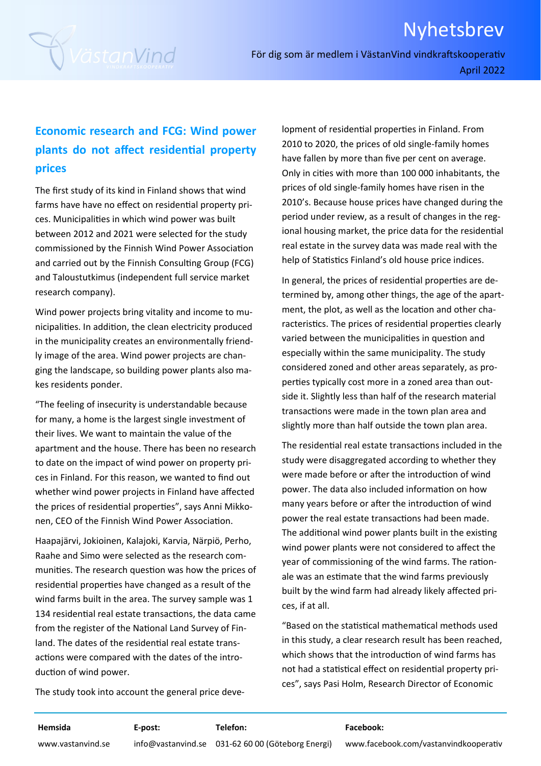## Economic research and FCG: Wind power plants do not affect residential property prices

The first study of its kind in Finland shows that wind farms have have no effect on residential property prices. Municipalities in which wind power was built between 2012 and 2021 were selected for the study commissioned by the Finnish Wind Power Association and carried out by the Finnish Consulting Group (FCG) and Taloustutkimus (independent full service market research company).

Wind power projects bring vitality and income to municipalities. In addition, the clean electricity produced in the municipality creates an environmentally friendly image of the area. Wind power projects are changing the landscape, so building power plants also makes residents ponder.

"The feeling of insecurity is understandable because for many, a home is the largest single investment of their lives. We want to maintain the value of the apartment and the house. There has been no research to date on the impact of wind power on property prices in Finland. For this reason, we wanted to find out whether wind power projects in Finland have affected the prices of residential properties", says Anni Mikkonen, CEO of the Finnish Wind Power Association.

Haapajärvi, Jokioinen, Kalajoki, Karvia, Närpiö, Perho, Raahe and Simo were selected as the research communities. The research question was how the prices of residential properties have changed as a result of the wind farms built in the area. The survey sample was 1 134 residential real estate transactions, the data came from the register of the National Land Survey of Finland. The dates of the residential real estate transactions were compared with the dates of the introduction of wind power.

The study took into account the general price development of residential properties in Finland. From 2010 to 2020, the prices of old single-family homes have fallen by more than five per cent on average. Only in cities with more than 100 000 inhabitants, the prices of old single-family homes have risen in the 2010's. Because house prices have changed during the period under review, as a result of changes in the regional housing market, the price data for the residential real estate in the survey data was made real with the help of Statistics Finland's old house price indices.

In general, the prices of residential properties are determined by, among other things, the age of the apartment, the plot, as well as the location and other characteristics. The prices of residential properties clearly varied between the municipalities in question and especially within the same municipality. The study considered zoned and other areas separately, as properties typically cost more in a zoned area than outside it. Slightly less than half of the research material transactions were made in the town plan area and slightly more than half outside the town plan area.

The residential real estate transactions included in the study were disaggregated according to whether they were made before or after the introduction of wind power. The data also included information on how many years before or after the introduction of wind power the real estate transactions had been made. The additional wind power plants built in the existing wind power plants were not considered to affect the year of commissioning of the wind farms. The rationale was an estimate that the wind farms previously built by the wind farm had already likely affected prices, if at all.

"Based on the statistical mathematical methods used in this study, a clear research result has been reached, which shows that the introduction of wind farms has not had a statistical effect on residential property prices", says Pasi Holm, Research Director of Economic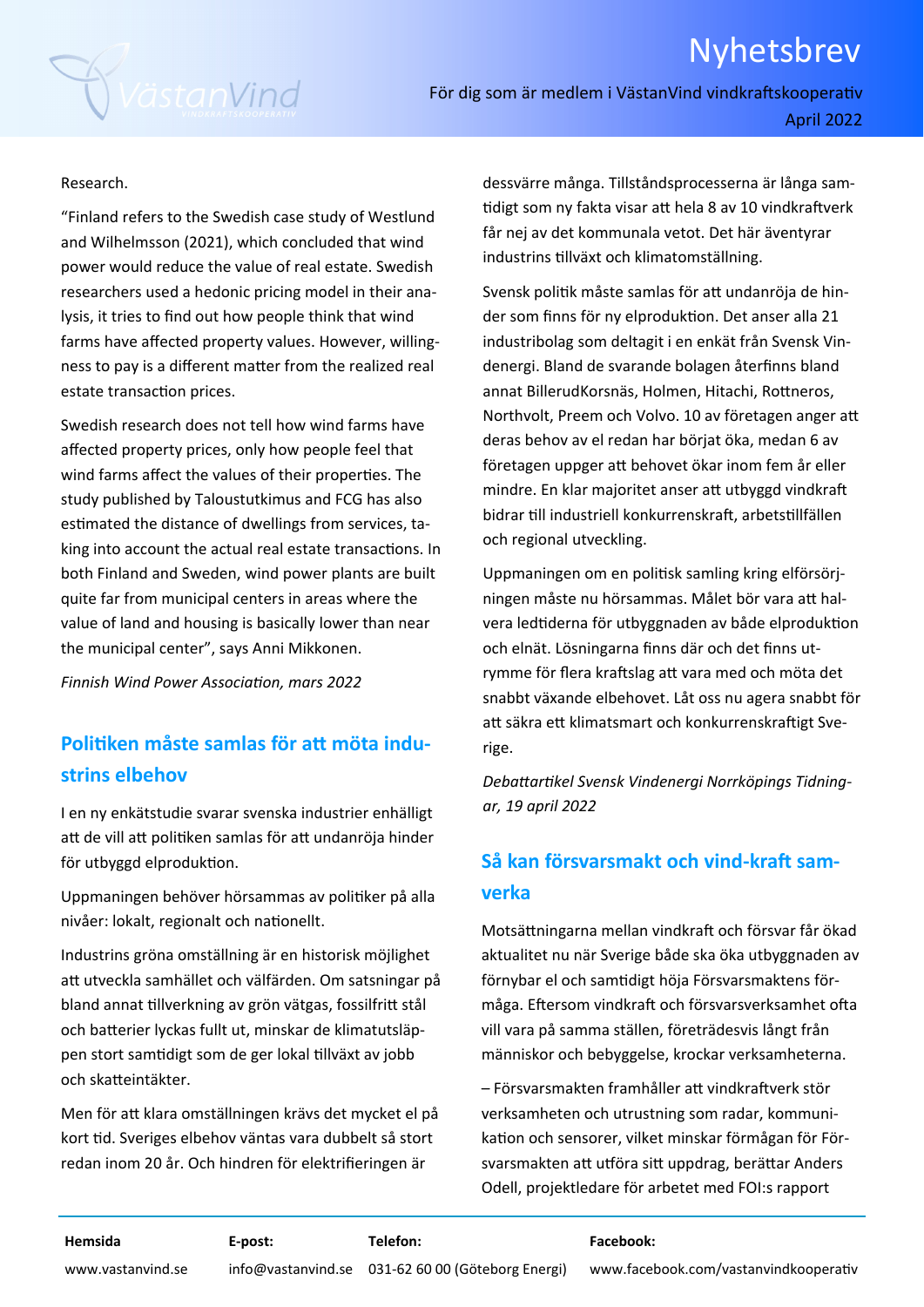Research.

"Finland refers to the Swedish case study of Westlund and Wilhelmsson (2021), which concluded that wind power would reduce the value of real estate. Swedish researchers used a hedonic pricing model in their analysis, it tries to find out how people think that wind farms have affected property values. However, willingness to pay is a different matter from the realized real estate transaction prices.

Swedish research does not tell how wind farms have affected property prices, only how people feel that wind farms affect the values of their properties. The study published by Taloustutkimus and FCG has also estimated the distance of dwellings from services, taking into account the actual real estate transactions. In both Finland and Sweden, wind power plants are built quite far from municipal centers in areas where the value of land and housing is basically lower than near the municipal center", says Anni Mikkonen.

*Finnish Wind Power Association, mars 2022*

## Politiken måste samlas för att möta industrins elbehov

I en ny enkätstudie svarar svenska industrier enhälligt att de vill att politiken samlas för att undanröja hinder för utbyggd elproduktion.

Uppmaningen behöver hörsammas av politiker på alla nivåer: lokalt, regionalt och nationellt.

Industrins gröna omställning är en historisk möjlighet att utveckla samhället och välfärden. Om satsningar på bland annat tillverkning av grön vätgas, fossilfritt stål och batterier lyckas fullt ut, minskar de klimatutsläppen stort samtidigt som de ger lokal tillväxt av jobb och skatteintäkter.

Men för att klara omställningen krävs det mycket el på kort tid. Sveriges elbehov väntas vara dubbelt så stort redan inom 20 år. Och hindren för elektrifieringen är dessvärre många. Tillståndsprocesserna är långa samtidigt som ny fakta visar att hela 8 av 10 vindkraftverk får nej av det kommunala vetot. Det här äventyrar industrins tillväxt och klimatomställning.

Svensk politik måste samlas för att undanröja de hinder som finns för ny elproduktion. Det anser alla 21 industribolag som deltagit i en enkät från Svensk Vindenergi. Bland de svarande bolagen återfinns bland annat BillerudKorsnäs, Holmen, Hitachi, Rottneros, Northvolt, Preem och Volvo. 10 av företagen anger att deras behov av el redan har börjat öka, medan 6 av företagen uppger att behovet ökar inom fem år eller mindre. En klar majoritet anser att utbyggd vindkraft bidrar till industriell konkurrenskraft, arbetstillfällen och regional utveckling.

Uppmaningen om en politisk samling kring elförsörjningen måste nu hörsammas. Målet bör vara att halvera ledtiderna för utbyggnaden av både elproduktion och elnät. Lösningarna finns där och det finns utrymme för flera kraftslag att vara med och möta det snabbt växande elbehovet. Låt oss nu agera snabbt för att säkra ett klimatsmart och konkurrenskraftigt Sverige.

*Debattartikel Svensk Vindenergi Norrköpings Tidningar, 19 april 2022*

## Så kan försvarsmakt och vind-kraft samverka

Motsättningarna mellan vindkraft och försvar får ökad aktualitet nu när Sverige både ska öka utbyggnaden av förnybar el och samtidigt höja Försvarsmaktens förmåga. Eftersom vindkraft och försvarsverksamhet ofta vill vara på samma ställen, företrädesvis långt från människor och bebyggelse, krockar verksamheterna.

– Försvarsmakten framhåller att vindkraftverk stör verksamheten och utrustning som radar, kommunikation och sensorer, vilket minskar förmågan för Försvarsmakten att utföra sitt uppdrag, berättar Anders Odell, projektledare för arbetet med FOI:s rapport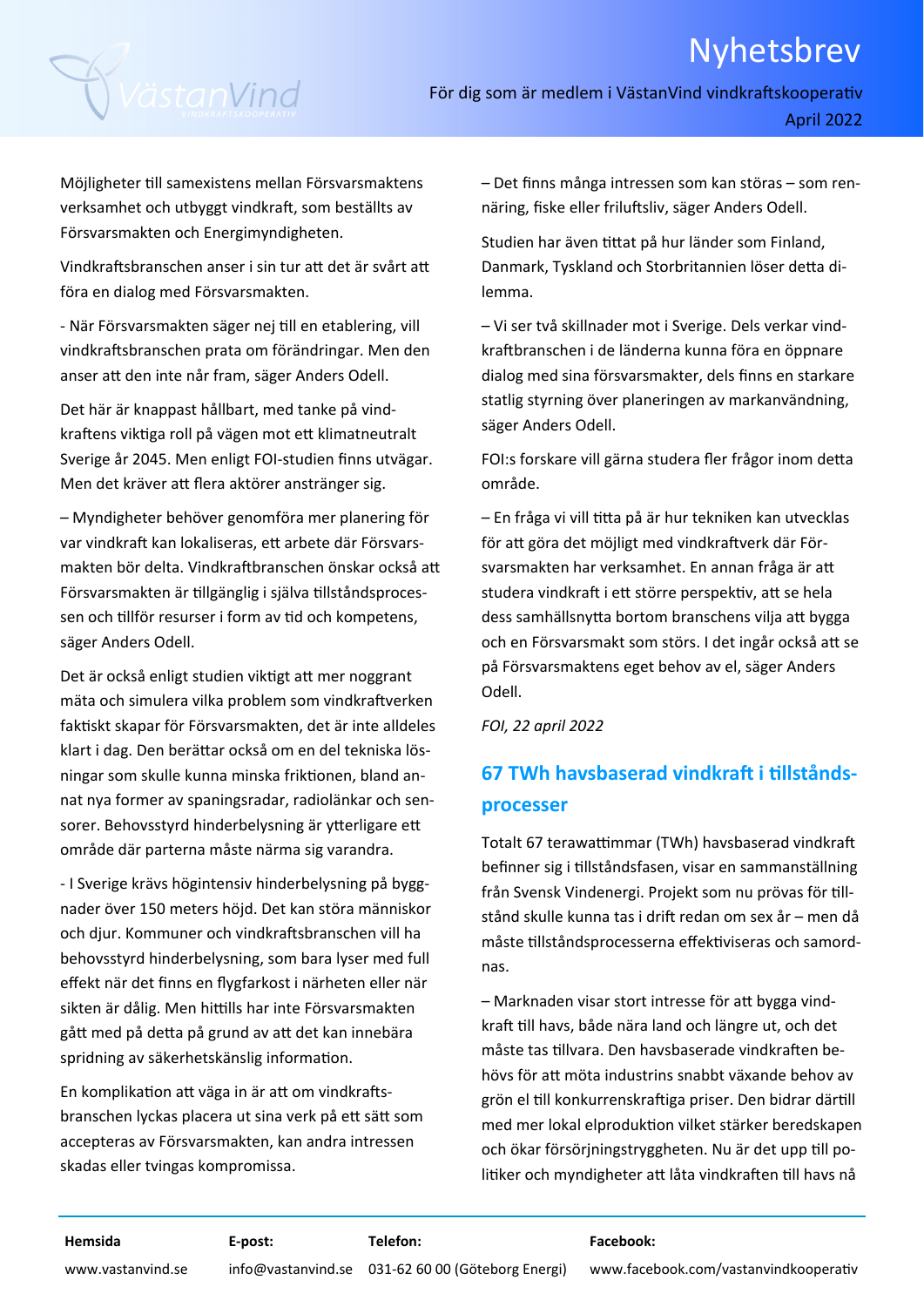Möjligheter till samexistens mellan Försvarsmaktens verksamhet och utbyggt vindkraft, som beställts av Försvarsmakten och Energimyndigheten.

Vindkraftsbranschen anser i sin tur att det är svårt att föra en dialog med Försvarsmakten.

- När Försvarsmakten säger nej till en etablering, vill vindkraftsbranschen prata om förändringar. Men den anser att den inte når fram, säger Anders Odell.

Det här är knappast hållbart, med tanke på vindkraftens viktiga roll på vägen mot ett klimatneutralt Sverige år 2045. Men enligt FOI-studien finns utvägar. Men det kräver att flera aktörer anstränger sig.

– Myndigheter behöver genomföra mer planering för var vindkraft kan lokaliseras, ett arbete där Försvarsmakten bör delta. Vindkraftbranschen önskar också att Försvarsmakten är tillgänglig i själva tillståndsprocessen och tillför resurser i form av tid och kompetens, säger Anders Odell.

Det är också enligt studien viktigt att mer noggrant mäta och simulera vilka problem som vindkraftverken faktiskt skapar för Försvarsmakten, det är inte alldeles klart i dag. Den berättar också om en del tekniska lösningar som skulle kunna minska friktionen, bland annat nya former av spaningsradar, radiolänkar och sensorer. Behovsstyrd hinderbelysning är ytterligare ett område där parterna måste närma sig varandra.

- I Sverige krävs högintensiv hinderbelysning på byggnader över 150 meters höjd. Det kan störa människor och djur. Kommuner och vindkraftsbranschen vill ha behovsstyrd hinderbelysning, som bara lyser med full effekt när det finns en flygfarkost i närheten eller när sikten är dålig. Men hittills har inte Försvarsmakten gått med på detta på grund av att det kan innebära spridning av säkerhetskänslig information.

En komplikation att väga in är att om vindkraftsbranschen lyckas placera ut sina verk på ett sätt som accepteras av Försvarsmakten, kan andra intressen skadas eller tvingas kompromissa.

– Det finns många intressen som kan störas – som rennäring, fiske eller friluftsliv, säger Anders Odell.

Studien har även tittat på hur länder som Finland, Danmark, Tyskland och Storbritannien löser detta dilemma.

– Vi ser två skillnader mot i Sverige. Dels verkar vindkraftbranschen i de länderna kunna föra en öppnare dialog med sina försvarsmakter, dels finns en starkare statlig styrning över planeringen av markanvändning, säger Anders Odell.

FOI:s forskare vill gärna studera fler frågor inom detta område.

– En fråga vi vill titta på är hur tekniken kan utvecklas för att göra det möjligt med vindkraftverk där Försvarsmakten har verksamhet. En annan fråga är att studera vindkraft i ett större perspektiv, att se hela dess samhällsnytta bortom branschens vilja att bygga och en Försvarsmakt som störs. I det ingår också att se på Försvarsmaktens eget behov av el, säger Anders Odell.

*FOI, 22 april 2022*

## 67 TWh havsbaserad vindkraft i tillståndsprocesser

Totalt 67 terawattimmar (TWh) havsbaserad vindkraft befinner sig i tillståndsfasen, visar en sammanställning från Svensk Vindenergi. Projekt som nu prövas för tillstånd skulle kunna tas i drift redan om sex år – men då måste tillståndsprocesserna effektiviseras och samordnas.

– Marknaden visar stort intresse för att bygga vindkraft till havs, både nära land och längre ut, och det måste tas tillvara. Den havsbaserade vindkraften behövs för att möta industrins snabbt växande behov av grön el till konkurrenskraftiga priser. Den bidrar därtill med mer lokal elproduktion vilket stärker beredskapen och ökar försörjningstryggheten. Nu är det upp till politiker och myndigheter att låta vindkraften till havs nå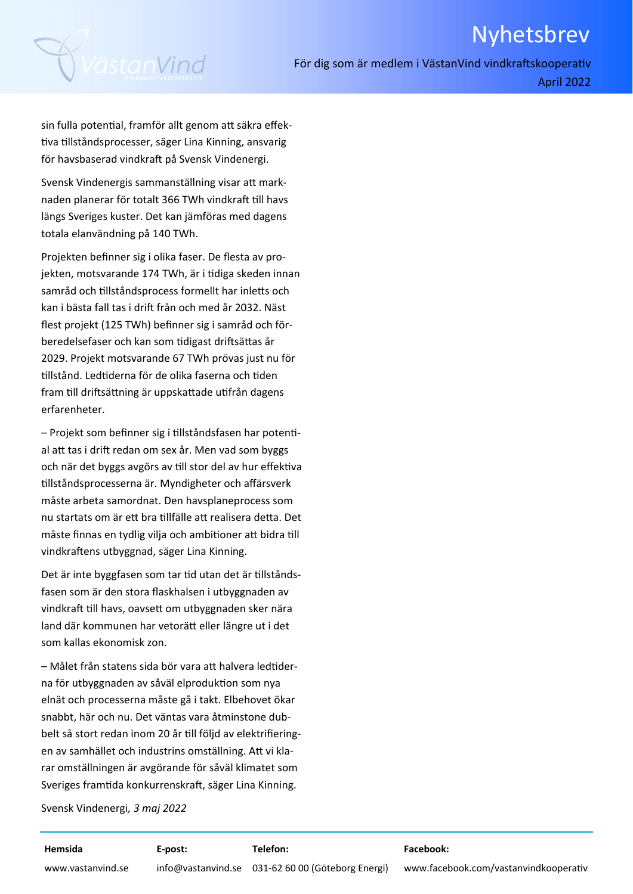sin fulla potential, framför allt genom att säkra effektiva tillståndsprocesser, säger Lina Kinning, ansvarig för havsbaserad vindkraft på Svensk Vindenergi.

Svensk Vindenergis sammanställning visar att marknaden planerar för totalt 366 TWh vindkraft till havs längs Sveriges kuster. Det kan jämföras med dagens totala elanvändning på 140 TWh.

Projekten befinner sig i olika faser. De flesta av projekten, motsvarande 174 TWh, är i tidiga skeden innan samråd och tillståndsprocess formellt har inletts och kan i bästa fall tas i drift från och med år 2032. Näst flest projekt (125 TWh) befinner sig i samråd och förberedelsefaser och kan som tidigast driftsättas år 2029. Projekt motsvarande 67 TWh prövas just nu för tillstånd. Ledtiderna för de olika faserna och tiden fram till driftsättning är uppskattade utifrån dagens erfarenheter.

– Projekt som befinner sig i tillståndsfasen har potential att tas i drift redan om sex år. Men vad som byggs och när det byggs avgörs av till stor del av hur effektiva tillståndsprocesserna är. Myndigheter och affärsverk måste arbeta samordnat. Den havsplaneprocess som nu startats om är ett bra tillfälle att realisera detta. Det måste finnas en tydlig vilja och ambitioner att bidra till vindkraftens utbyggnad, säger Lina Kinning.

Det är inte byggfasen som tar tid utan det är tillståndsfasen som är den stora flaskhalsen i utbyggnaden av vindkraft till havs, oavsett om utbyggnaden sker nära land där kommunen har vetorätt eller längre ut i det som kallas ekonomisk zon.

– Målet från statens sida bör vara att halvera ledtiderna för utbyggnaden av såväl elproduktion som nya elnät och processerna måste gå i takt. Elbehovet ökar snabbt, här och nu. Det väntas vara åtminstone dubbelt så stort redan inom 20 år till följd av elektrifieringen av samhället och industrins omställning. Att vi klarar omställningen är avgörande för såväl klimatet som Sveriges framtida konkurrenskraft, säger Lina Kinning.

Svensk Vindenergi, *3 maj 2022*